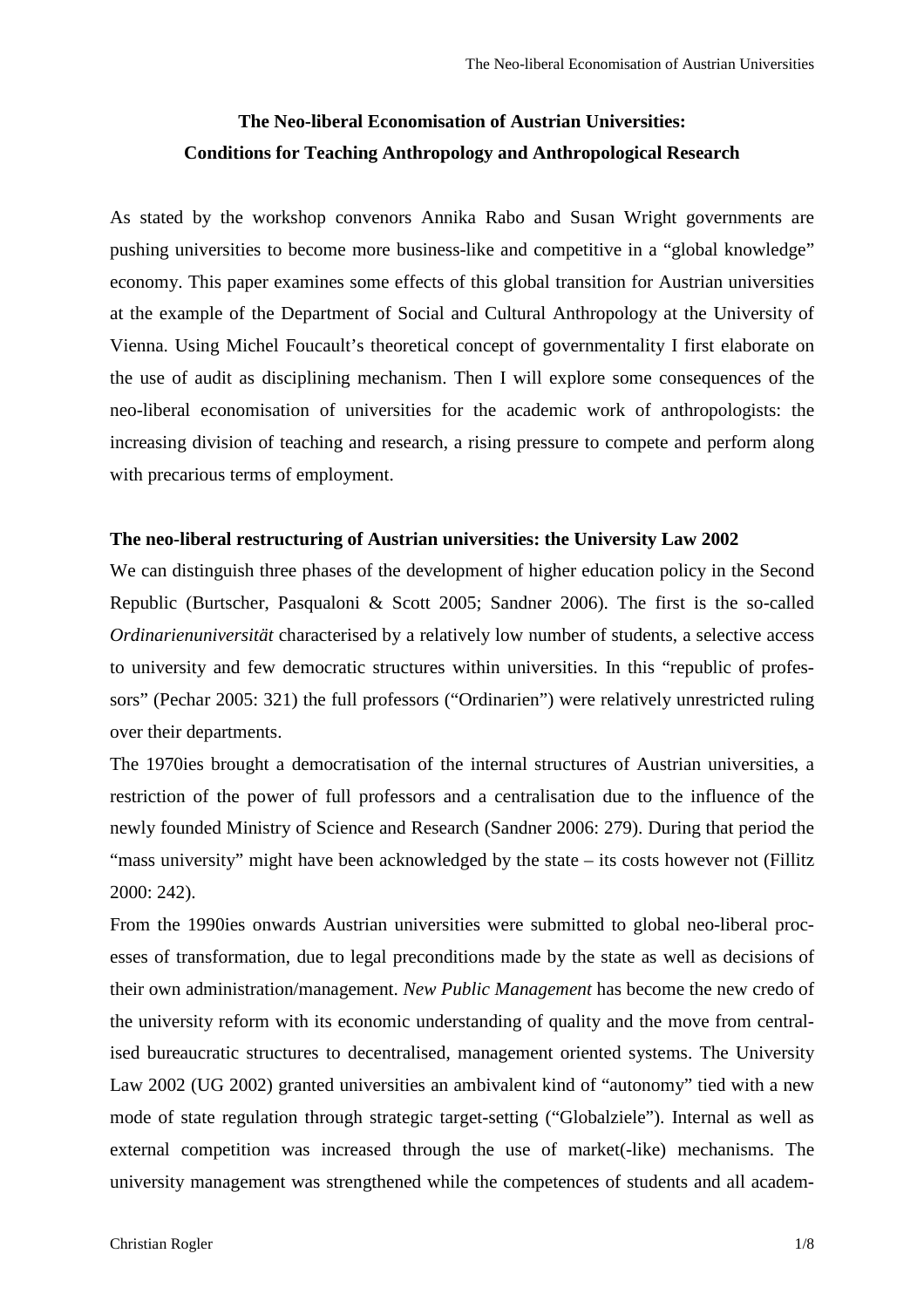# The Neo-liberal Economisation of Austrian Universities: Conditions for Teaching Anthropology and Anthropological Research

As stated by the workshop convenors Annika Rabo and Susan Wright governments are pushing universities to become more business-like and competitive in a "global knowledge" economy. This paper examines some effects of this global transition for Austrian universities at the example of the Department of Social and Cultural Anthropology at the University of Vienna. Using Michel Foucault's theoretical concept of governmentality I first elaborate on the use of audit as disciplining mechanism. Then I will explore some consequences of the neo-liberal economisation of universities for the academic work of anthropologists: the increasing division of teaching and research, a rising pressure to compete and perform along with precarious terms of employment.

## The neo-liberal restructuring of Austrian universities: the University Law 2002

We can distinguish three phases of the development of higher education policy in the Second Republic (Burtscher, Pasqualoni & Scott 2005; Sandner 2006). The first is the so-called *Ordinarienuniversität* characterised by a relatively low number of students, a selective access to university and few democratic structures within universities. In this "republic of professors" (Pechar 2005: 321) the full professors ("Ordinarien") were relatively unrestricted ruling over their departments.

The 1970ies brought a democratisation of the internal structures of Austrian universities, a restriction of the power of full professors and a centralisation due to the influence of the newly founded Ministry of Science and Research (Sandner 2006: 279). During that period the "mass university" might have been acknowledged by the state – its costs however not (Fillitz 2000: 242).

From the 1990ies onwards Austrian universities were submitted to global neo-liberal processes of transformation, due to legal preconditions made by the state as well as decisions of their own administration/management. *New Public Management* has become the new credo of the university reform with its economic understanding of quality and the move from centralised bureaucratic structures to decentralised, management oriented systems. The University Law 2002 (UG 2002) granted universities an ambivalent kind of "autonomy" tied with a new mode of state regulation through strategic target-setting ("Globalziele"). Internal as well as external competition was increased through the use of market(-like) mechanisms. The university management was strengthened while the competences of students and all academ-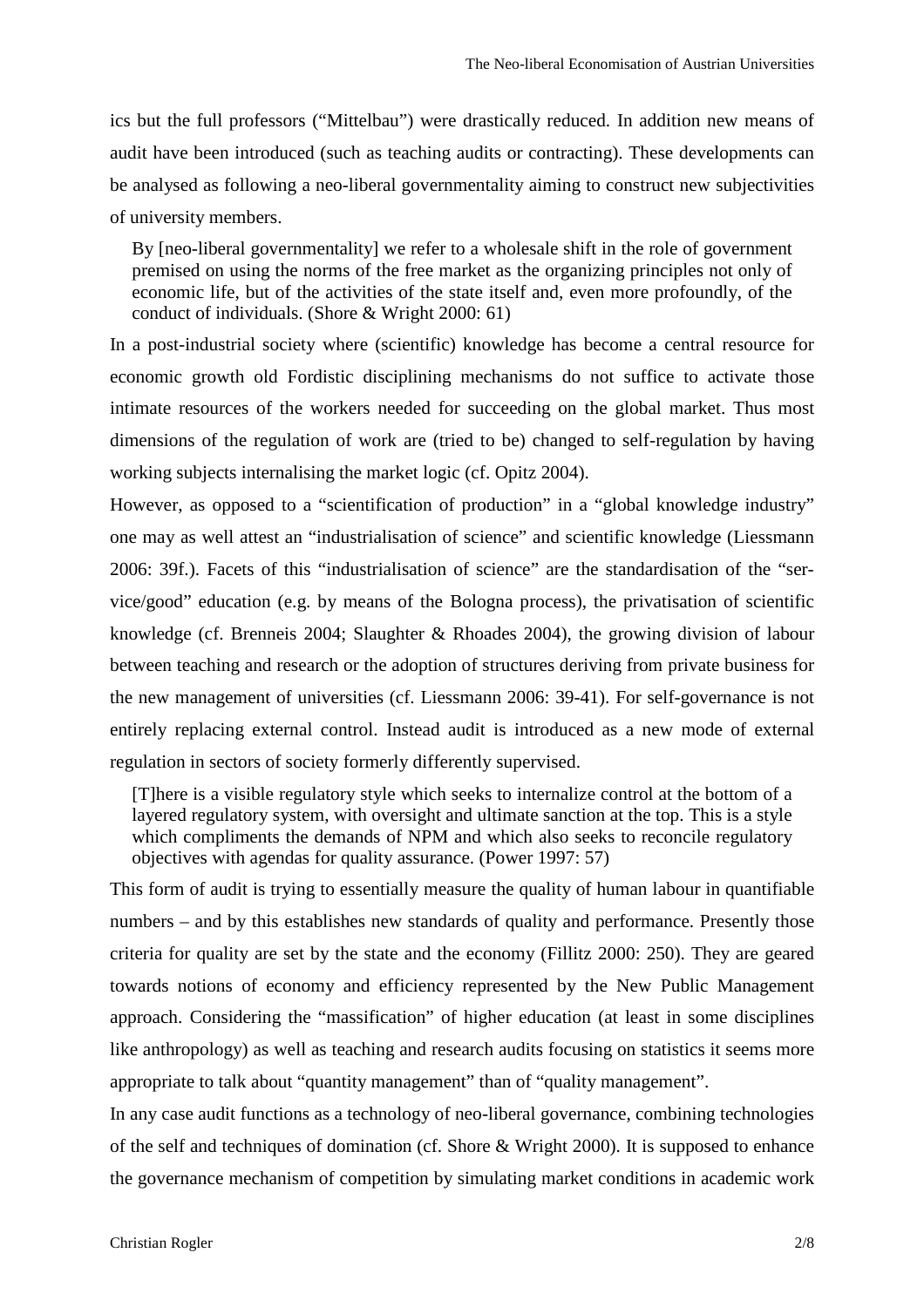ics but the full professors ("Mittelbau") were drastically reduced. In addition new means of audit have been introduced (such as teaching audits or contracting). These developments can be analysed as following a neo-liberal governmentality aiming to construct new subjectivities of university members.

> By [neo-liberal governmentality] we refer to a wholesale shift in the role of government premised on using the norms of the free market as the organizing principles not only of economic life, but of the activities of the state itself and, even more profoundly, of the conduct of individuals. (Shore & Wright 2000: 61)

In a post-industrial society where (scientific) knowledge has become a central resource for economic growth old Fordistic disciplining mechanisms do not suffice to activate those intimate resources of the workers needed for succeeding on the global market. Thus most dimensions of the regulation of work are (tried to be) changed to self-regulation by having working subjects internalising the market logic (cf. Opitz 2004).

However, as opposed to a "scientification of production" in a "global knowledge industry" one may as well attest an "industrialisation of science" and scientific knowledge (Liessmann 2006: 39f.). Facets of this "industrialisation of science" are the standardisation of the "service/good" education (e.g. by means of the Bologna process), the privatisation of scientific knowledge (cf. Brenneis 2004; Slaughter & Rhoades 2004), the growing division of labour between teaching and research or the adoption of structures deriving from private business for the new management of universities (cf. Liessmann 2006: 39-41). For self-governance is not entirely replacing external control. Instead audit is introduced as a new mode of external regulation in sectors of society formerly differently supervised.

> [T]here is a visible regulatory style which seeks to internalize control at the bottom of a layered regulatory system, with oversight and ultimate sanction at the top. This is a style which compliments the demands of NPM and which also seeks to reconcile regulatory objectives with agendas for quality assurance. (Power 1997: 57)

This form of audit is trying to essentially measure the quality of human labour in quantifiable numbers – and by this establishes new standards of quality and performance. Presently those criteria for quality are set by the state and the economy (Fillitz 2000: 250). They are geared towards notions of economy and efficiency represented by the New Public Management approach. Considering the "massification" of higher education (at least in some disciplines like anthropology) as well as teaching and research audits focusing on statistics it seems more appropriate to talk about "quantity management" than of "quality management".

In any case audit functions as a technology of neo-liberal governance, combining technologies of the self and techniques of domination (cf. Shore & Wright 2000). It is supposed to enhance the governance mechanism of competition by simulating market conditions in academic work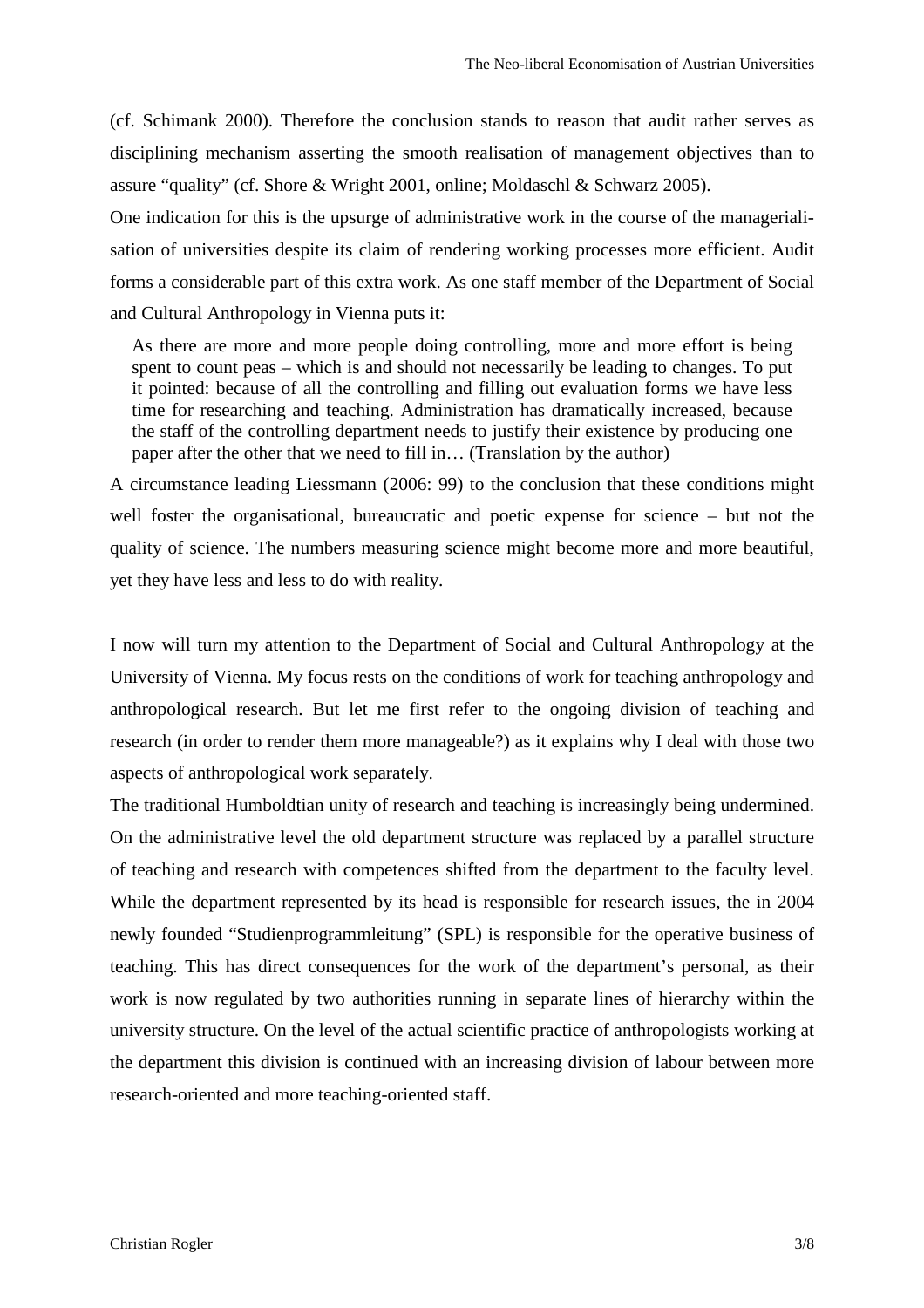(cf. Schimank 2000). Therefore the conclusion stands to reason that audit rather serves as disciplining mechanism asserting the smooth realisation of management objectives than to assure "quality" (cf. Shore & Wright 2001, online; Moldaschl & Schwarz 2005).

One indication for this is the upsurge of administrative work in the course of the managerialisation of universities despite its claim of rendering working processes more efficient. Audit forms a considerable part of this extra work. As one staff member of the Department of Social and Cultural Anthropology in Vienna puts it:

> As there are more and more people doing controlling, more and more effort is being spent to count peas – which is and should not necessarily be leading to changes. To put it pointed: because of all the controlling and filling out evaluation forms we have less time for researching and teaching. Administration has dramatically increased, because the staff of the controlling department needs to justify their existence by producing one paper after the other that we need to fill in… (Translation by the author)

A circumstance leading Liessmann (2006: 99) to the conclusion that these conditions might well foster the organisational, bureaucratic and poetic expense for science – but not the quality of science. The numbers measuring science might become more and more beautiful, yet they have less and less to do with reality.

I now will turn my attention to the Department of Social and Cultural Anthropology at the University of Vienna. My focus rests on the conditions of work for teaching anthropology and anthropological research. But let me first refer to the ongoing division of teaching and research (in order to render them more manageable?) as it explains why I deal with those two aspects of anthropological work separately.

The traditional Humboldtian unity of research and teaching is increasingly being undermined. On the administrative level the old department structure was replaced by a parallel structure of teaching and research with competences shifted from the department to the faculty level. While the department represented by its head is responsible for research issues, the in 2004 newly founded "Studienprogrammleitung" (SPL) is responsible for the operative business of teaching. This has direct consequences for the work of the department's personal, as their work is now regulated by two authorities running in separate lines of hierarchy within the university structure. On the level of the actual scientific practice of anthropologists working at the department this division is continued with an increasing division of labour between more research-oriented and more teaching-oriented staff.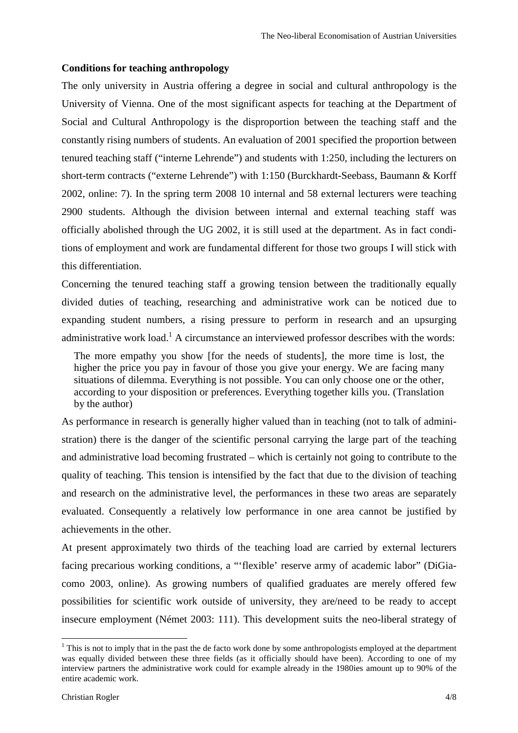**Conditions for teaching anthropology**

The only university in Austria offering a degree in social and cultural anthropology is the University of Vienna. One of the most significant aspects for teaching at the Department of Social and Cultural Anthropology is the disproportion between the teaching staff and the constantly rising numbers of students. An evaluation of 2001 specified the proportion between tenured teaching staff ("interne Lehrende") and students with 1:250, including the lecturers on short-term contracts ("externe Lehrende") with 1:150 (Burckhardt-Seebass, Baumann & Korff 2002, online: 7). In the spring term 2008 10 internal and 58 external lecturers were teaching 2900 students. Although the division between internal and external teaching staff was officially abolished through the UG 2002, it is still used at the department. As in fact conditions of employment and work are fundamental different for those two groups I will stick with this differentiation.

Concerning the tenured teaching staff a growing tension between the traditionally equally divided duties of teaching, researching and administrative work can be noticed due to expanding student numbers, a rising pressure to perform in research and an upsurging administrative work load.[1] A circumstance an interviewed professor describes with the words:

> The more empathy you show [for the needs of students], the more time is lost, the higher the price you pay in favour of those you give your energy. We are facing many situations of dilemma. Everything is not possible. You can only choose one or the other, according to your disposition or preferences. Everything together kills you. (Translation by the author)

As performance in research is generally higher valued than in teaching (not to talk of administration) there is the danger of the scientific personal carrying the large part of the teaching and administrative load becoming frustrated – which is certainly not going to contribute to the quality of teaching. This tension is intensified by the fact that due to the division of teaching and research on the administrative level, the performances in these two areas are separately evaluated. Consequently a relatively low performance in one area cannot be justified by achievements in the other.

At present approximately two thirds of the teaching load are carried by external lecturers facing precarious working conditions, a "'flexible' reserve army of academic labor" (DiGiacomo 2003, online). As growing numbers of qualified graduates are merely offered few possibilities for scientific work outside of university, they are/need to be ready to accept insecure employment (Német 2003: 111). This development suits the neo-liberal strategy of

[1] This is not to imply that in the past the de facto work done by some anthropologists employed at the department was equally divided between these three fields (as it officially should have been). According to one of my interview partners the administrative work could for example already in the 1980ies amount up to 90% of the entire academic work.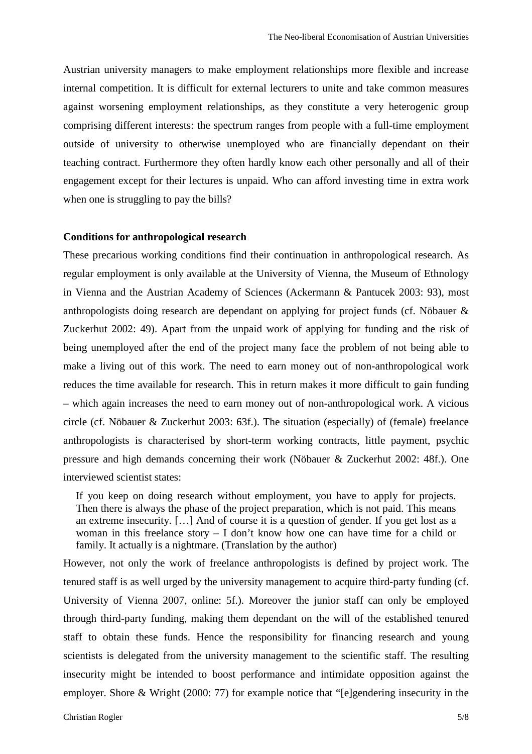Austrian university managers to make employment relationships more flexible and increase internal competition. It is difficult for external lecturers to unite and take common measures against worsening employment relationships, as they constitute a very heterogenic group comprising different interests: the spectrum ranges from people with a full-time employment outside of university to otherwise unemployed who are financially dependant on their teaching contract. Furthermore they often hardly know each other personally and all of their engagement except for their lectures is unpaid. Who can afford investing time in extra work when one is struggling to pay the bills?

**Conditions for anthropological research**

These precarious working conditions find their continuation in anthropological research. As regular employment is only available at the University of Vienna, the Museum of Ethnology in Vienna and the Austrian Academy of Sciences (Ackermann & Pantucek 2003: 93), most anthropologists doing research are dependant on applying for project funds (cf. Nöbauer & Zuckerhut 2002: 49). Apart from the unpaid work of applying for funding and the risk of being unemployed after the end of the project many face the problem of not being able to make a living out of this work. The need to earn money out of non-anthropological work reduces the time available for research. This in return makes it more difficult to gain funding – which again increases the need to earn money out of non-anthropological work. A vicious circle (cf. Nöbauer & Zuckerhut 2003: 63f.). The situation (especially) of (female) freelance anthropologists is characterised by short-term working contracts, little payment, psychic pressure and high demands concerning their work (Nöbauer & Zuckerhut 2002: 48f.). One interviewed scientist states:

> If you keep on doing research without employment, you have to apply for projects. Then there is always the phase of the project preparation, which is not paid. This means an extreme insecurity. […] And of course it is a question of gender. If you get lost as a woman in this freelance story – I don't know how one can have time for a child or family. It actually is a nightmare. (Translation by the author)

However, not only the work of freelance anthropologists is defined by project work. The tenured staff is as well urged by the university management to acquire third-party funding (cf. University of Vienna 2007, online: 5f.). Moreover the junior staff can only be employed through third-party funding, making them dependant on the will of the established tenured staff to obtain these funds. Hence the responsibility for financing research and young scientists is delegated from the university management to the scientific staff. The resulting insecurity might be intended to boost performance and intimidate opposition against the employer. Shore & Wright (2000: 77) for example notice that "[e]ngendering insecurity in the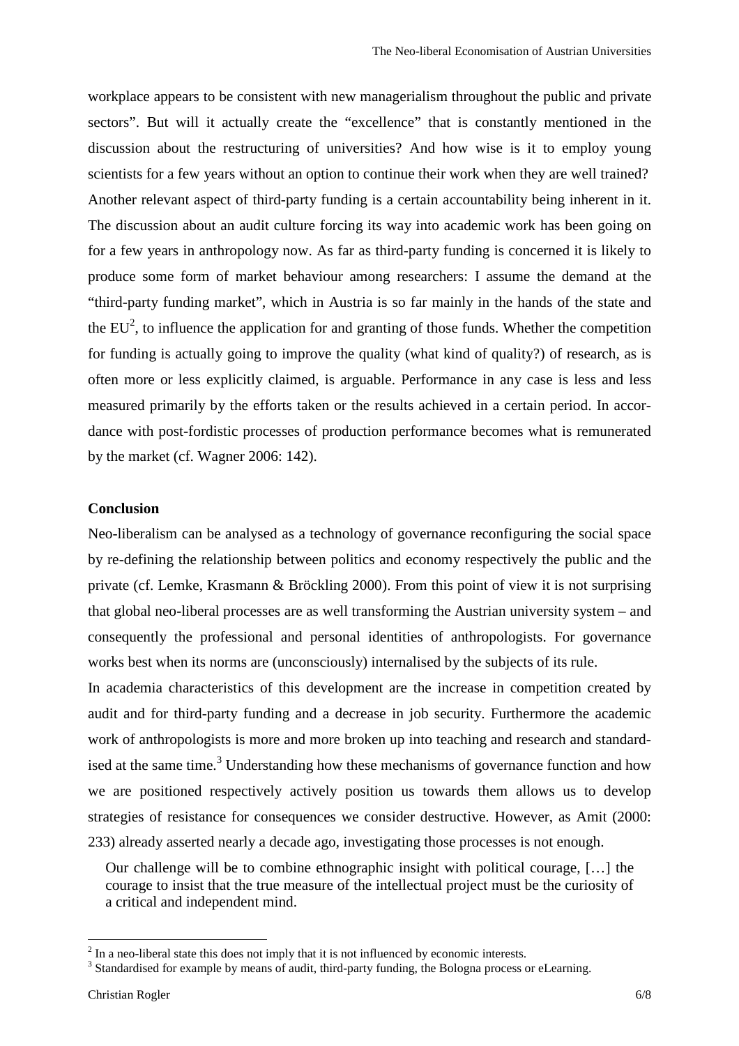workplace appears to be consistent with new managerialism throughout the public and private sectors". But will it actually create the "excellence" that is constantly mentioned in the discussion about the restructuring of universities? And how wise is it to employ young scientists for a few years without an option to continue their work when they are well trained? Another relevant aspect of third-party funding is a certain accountability being inherent in it. The discussion about an audit culture forcing its way into academic work has been going on for a few years in anthropology now. As far as third-party funding is concerned it is likely to produce some form of market behaviour among researchers: I assume the demand at the "third-party funding market", which in Austria is so far mainly in the hands of the state and the EU[2], to influence the application for and granting of those funds. Whether the competition for funding is actually going to improve the quality (what kind of quality?) of research, as is often more or less explicitly claimed, is arguable. Performance in any case is less and less measured primarily by the efforts taken or the results achieved in a certain period. In accordance with post-fordistic processes of production performance becomes what is remunerated by the market (cf. Wagner 2006: 142).

## Conclusion

Neo-liberalism can be analysed as a technology of governance reconfiguring the social space by re-defining the relationship between politics and economy respectively the public and the private (cf. Lemke, Krasmann & Bröckling 2000). From this point of view it is not surprising that global neo-liberal processes are as well transforming the Austrian university system – and consequently the professional and personal identities of anthropologists. For governance works best when its norms are (unconsciously) internalised by the subjects of its rule.

In academia characteristics of this development are the increase in competition created by audit and for third-party funding and a decrease in job security. Furthermore the academic work of anthropologists is more and more broken up into teaching and research and standardised at the same time.[3] Understanding how these mechanisms of governance function and how we are positioned respectively actively position us towards them allows us to develop strategies of resistance for consequences we consider destructive. However, as Amit (2000: 233) already asserted nearly a decade ago, investigating those processes is not enough.

> Our challenge will be to combine ethnographic insight with political courage, […] the courage to insist that the true measure of the intellectual project must be the curiosity of a critical and independent mind.

[2] In a neo-liberal state this does not imply that it is not influenced by economic interests.

[3] Standardised for example by means of audit, third-party funding, the Bologna process or eLearning.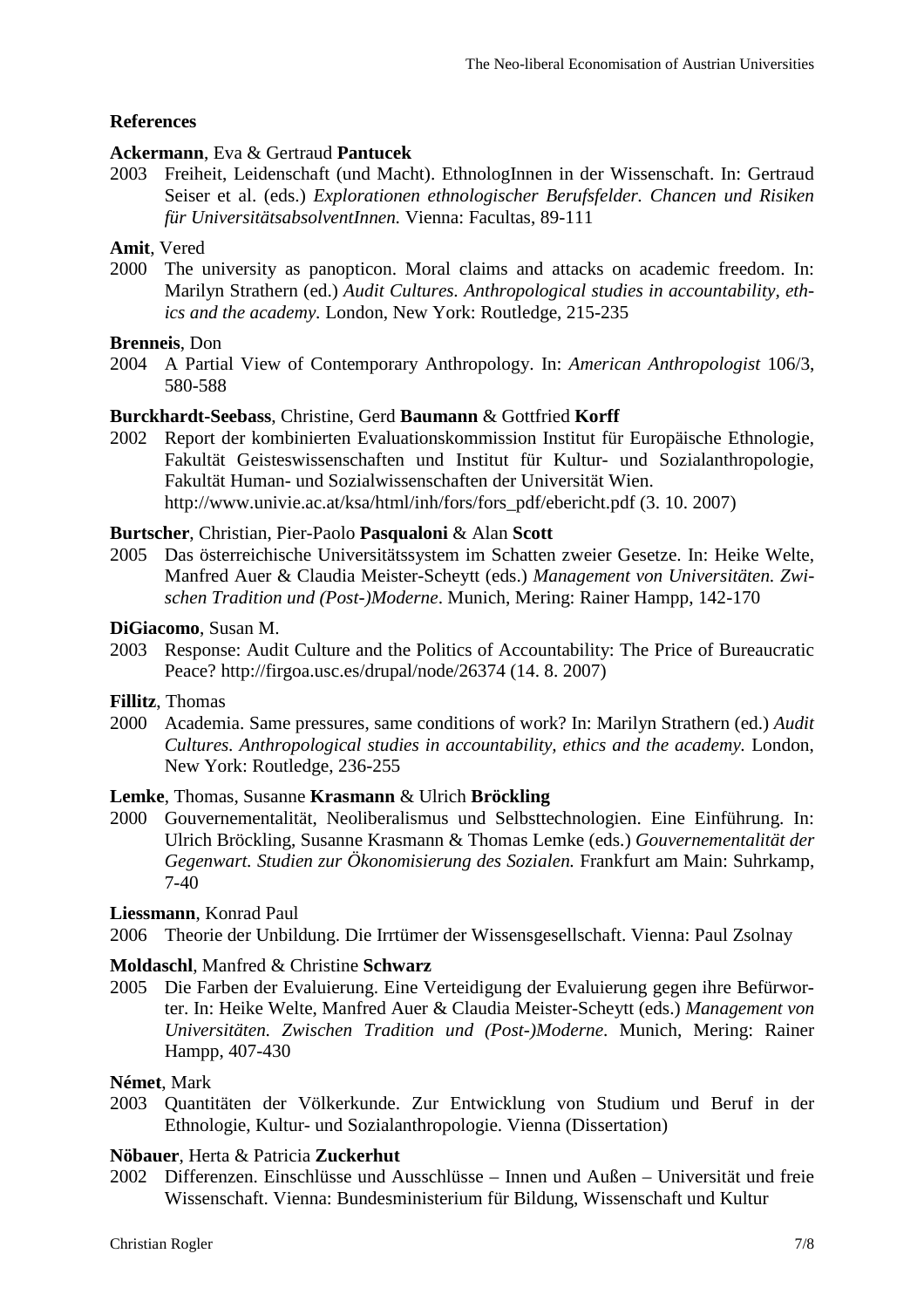### References

**Ackermann**, Eva & Gertraud **Pantucek**

2003 Freiheit, Leidenschaft (und Macht). EthnologInnen in der Wissenschaft. In: Gertraud Seiser et al. (eds.) *Explorationen ethnologischer Berufsfelder. Chancen und Risiken für UniversitätsabsolventInnen.* Vienna: Facultas, 89-111

**Amit**, Vered

2000 The university as panopticon. Moral claims and attacks on academic freedom. In: Marilyn Strathern (ed.) *Audit Cultures. Anthropological studies in accountability, ethics and the academy.* London, New York: Routledge, 215-235

**Brenneis**, Don

2004 A Partial View of Contemporary Anthropology. In: *American Anthropologist* 106/3, 580-588

**Burckhardt-Seebass**, Christine, Gerd **Baumann** & Gottfried **Korff**

2002 Report der kombinierten Evaluationskommission Institut für Europäische Ethnologie, Fakultät Geisteswissenschaften und Institut für Kultur- und Sozialanthropologie, Fakultät Human- und Sozialwissenschaften der Universität Wien. http://www.univie.ac.at/ksa/html/inh/fors/fors_pdf/ebericht.pdf (3. 10. 2007)

**Burtscher**, Christian, Pier-Paolo **Pasqualoni** & Alan **Scott**

2005 Das österreichische Universitätssystem im Schatten zweier Gesetze. In: Heike Welte, Manfred Auer & Claudia Meister-Scheytt (eds.) *Management von Universitäten. Zwischen Tradition und (Post-)Moderne*. Munich, Mering: Rainer Hampp, 142-170

**DiGiacomo**, Susan M.

2003 Response: Audit Culture and the Politics of Accountability: The Price of Bureaucratic Peace? http://firgoa.usc.es/drupal/node/26374 (14. 8. 2007)

**Fillitz**, Thomas

2000 Academia. Same pressures, same conditions of work? In: Marilyn Strathern (ed.) *Audit Cultures. Anthropological studies in accountability, ethics and the academy.* London, New York: Routledge, 236-255

**Lemke**, Thomas, Susanne **Krasmann** & Ulrich **Bröckling**

2000 Gouvernementalität, Neoliberalismus und Selbsttechnologien. Eine Einführung. In: Ulrich Bröckling, Susanne Krasmann & Thomas Lemke (eds.) *Gouvernementalität der Gegenwart. Studien zur Ökonomisierung des Sozialen.* Frankfurt am Main: Suhrkamp, 7-40

**Liessmann**, Konrad Paul

2006 Theorie der Unbildung. Die Irrtümer der Wissensgesellschaft. Vienna: Paul Zsolnay

**Moldaschl**, Manfred & Christine **Schwarz**

2005 Die Farben der Evaluierung. Eine Verteidigung der Evaluierung gegen ihre Befürworter. In: Heike Welte, Manfred Auer & Claudia Meister-Scheytt (eds.) *Management von Universitäten. Zwischen Tradition und (Post-)Moderne*. Munich, Mering: Rainer Hampp, 407-430

**Német**, Mark

2003 Quantitäten der Völkerkunde. Zur Entwicklung von Studium und Beruf in der Ethnologie, Kultur- und Sozialanthropologie. Vienna (Dissertation)

**Nöbauer**, Herta & Patricia **Zuckerhut**

2002 Differenzen. Einschlüsse und Ausschlüsse – Innen und Außen – Universität und freie Wissenschaft. Vienna: Bundesministerium für Bildung, Wissenschaft und Kultur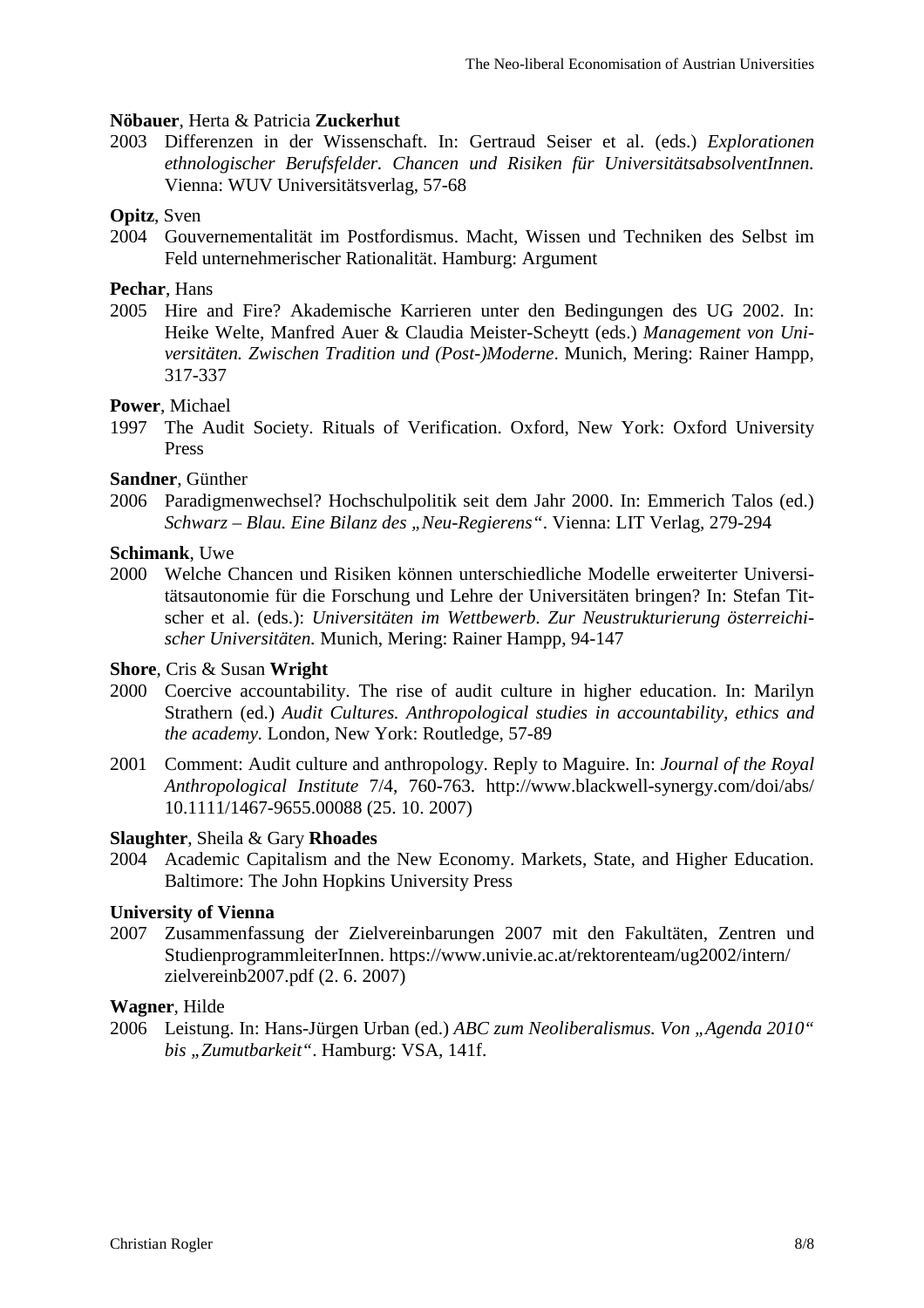**Nöbauer**, Herta & Patricia **Zuckerhut**

2003 Differenzen in der Wissenschaft. In: Gertraud Seiser et al. (eds.) *Explorationen ethnologischer Berufsfelder. Chancen und Risiken für UniversitätsabsolventInnen.* Vienna: WUV Universitätsverlag, 57-68

**Opitz**, Sven

2004 Gouvernementalität im Postfordismus. Macht, Wissen und Techniken des Selbst im Feld unternehmerischer Rationalität. Hamburg: Argument

**Pechar**, Hans

2005 Hire and Fire? Akademische Karrieren unter den Bedingungen des UG 2002. In: Heike Welte, Manfred Auer & Claudia Meister-Scheytt (eds.) *Management von Universitäten. Zwischen Tradition und (Post-)Moderne*. Munich, Mering: Rainer Hampp, 317-337

**Power**, Michael

1997 The Audit Society. Rituals of Verification. Oxford, New York: Oxford University Press

**Sandner**, Günther

2006 Paradigmenwechsel? Hochschulpolitik seit dem Jahr 2000. In: Emmerich Talos (ed.) *Schwarz – Blau. Eine Bilanz des „Neu-Regierens"*. Vienna: LIT Verlag, 279-294

**Schimank**, Uwe

2000 Welche Chancen und Risiken können unterschiedliche Modelle erweiterter Universitätsautonomie für die Forschung und Lehre der Universitäten bringen? In: Stefan Titscher et al. (eds.): *Universitäten im Wettbewerb. Zur Neustrukturierung österreichischer Universitäten.* Munich, Mering: Rainer Hampp, 94-147

**Shore**, Cris & Susan **Wright**

2000 Coercive accountability. The rise of audit culture in higher education. In: Marilyn Strathern (ed.) *Audit Cultures. Anthropological studies in accountability, ethics and the academy.* London, New York: Routledge, 57-89

2001 Comment: Audit culture and anthropology. Reply to Maguire. In: *Journal of the Royal Anthropological Institute* 7/4, 760-763. http://www.blackwell-synergy.com/doi/abs/10.1111/1467-9655.00088 (25. 10. 2007)

**Slaughter**, Sheila & Gary **Rhoades**

2004 Academic Capitalism and the New Economy. Markets, State, and Higher Education. Baltimore: The John Hopkins University Press

**University of Vienna**

2007 Zusammenfassung der Zielvereinbarungen 2007 mit den Fakultäten, Zentren und StudienprogrammleiterInnen. https://www.univie.ac.at/rektorenteam/ug2002/intern/zielvereinb2007.pdf (2. 6. 2007)

**Wagner**, Hilde

2006 Leistung. In: Hans-Jürgen Urban (ed.) *ABC zum Neoliberalismus. Von „Agenda 2010" bis „Zumutbarkeit"*. Hamburg: VSA, 141f.